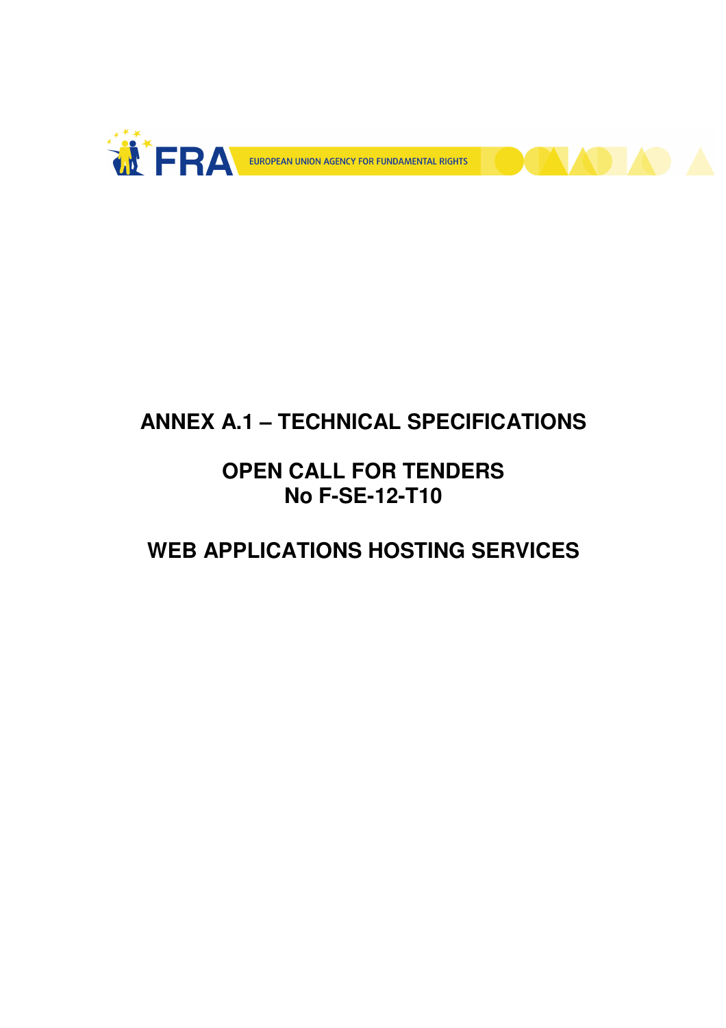# ANNEX A.1 – TECHNICAL SPECIFICATIONS

# OPEN CALL FOR TENDERS
# No F-SE-12-T10

# WEB APPLICATIONS HOSTING SERVICES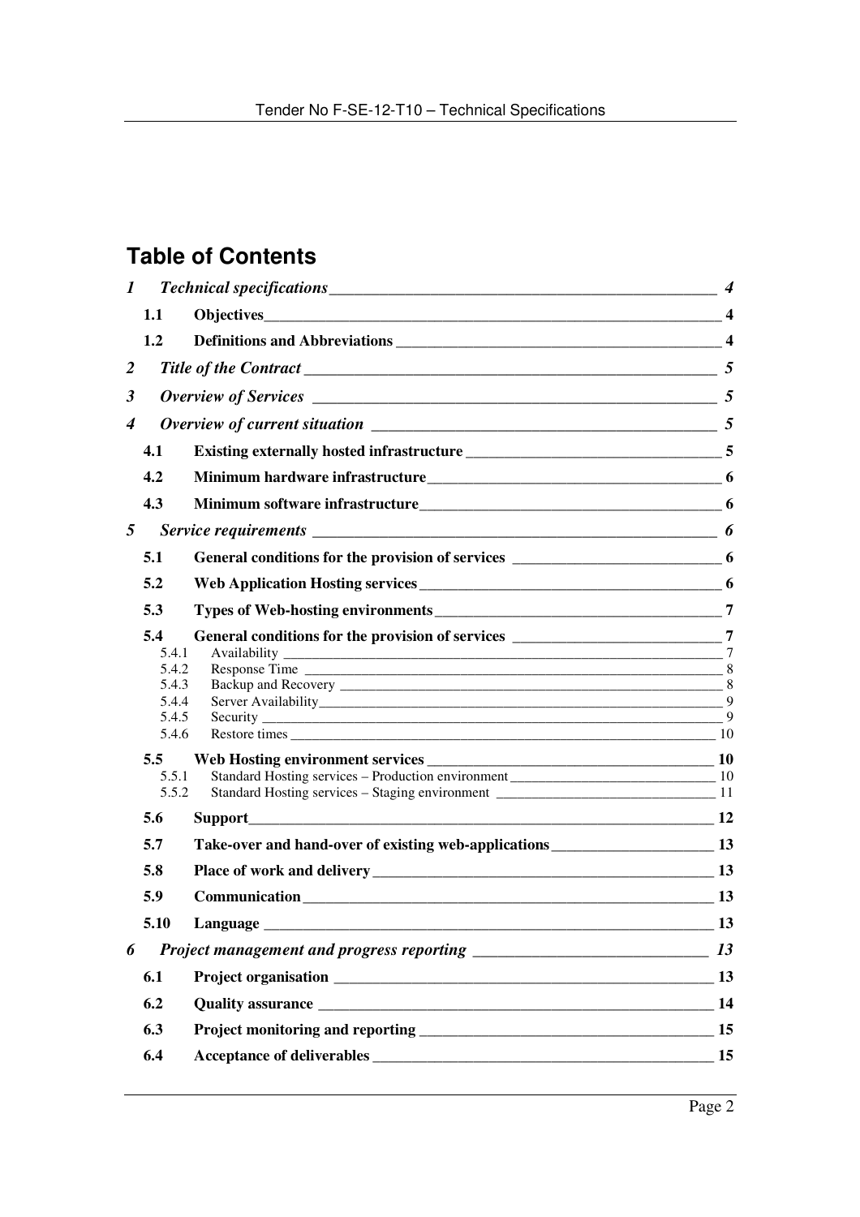## Table of Contents

| | | |
|---|---|---|
| ***1*** | ***Technical specifications*** | ***4*** |
| **1.1** | **Objectives** | **4** |
| **1.2** | **Definitions and Abbreviations** | **4** |
| ***2*** | ***Title of the Contract*** | ***5*** |
| ***3*** | ***Overview of Services*** | ***5*** |
| ***4*** | ***Overview of current situation*** | ***5*** |
| **4.1** | **Existing externally hosted infrastructure** | **5** |
| **4.2** | **Minimum hardware infrastructure** | **6** |
| **4.3** | **Minimum software infrastructure** | **6** |
| ***5*** | ***Service requirements*** | ***6*** |
| **5.1** | **General conditions for the provision of services** | **6** |
| **5.2** | **Web Application Hosting services** | **6** |
| **5.3** | **Types of Web-hosting environments** | **7** |
| **5.4** | **General conditions for the provision of services** | **7** |
| 5.4.1 | Availability | 7 |
| 5.4.2 | Response Time | 8 |
| 5.4.3 | Backup and Recovery | 8 |
| 5.4.4 | Server Availability | 9 |
| 5.4.5 | Security | 9 |
| 5.4.6 | Restore times | 10 |
| **5.5** | **Web Hosting environment services** | **10** |
| 5.5.1 | Standard Hosting services – Production environment | 10 |
| 5.5.2 | Standard Hosting services – Staging environment | 11 |
| **5.6** | **Support** | **12** |
| **5.7** | **Take-over and hand-over of existing web-applications** | **13** |
| **5.8** | **Place of work and delivery** | **13** |
| **5.9** | **Communication** | **13** |
| **5.10** | **Language** | **13** |
| ***6*** | ***Project management and progress reporting*** | ***13*** |
| **6.1** | **Project organisation** | **13** |
| **6.2** | **Quality assurance** | **14** |
| **6.3** | **Project monitoring and reporting** | **15** |
| **6.4** | **Acceptance of deliverables** | **15** |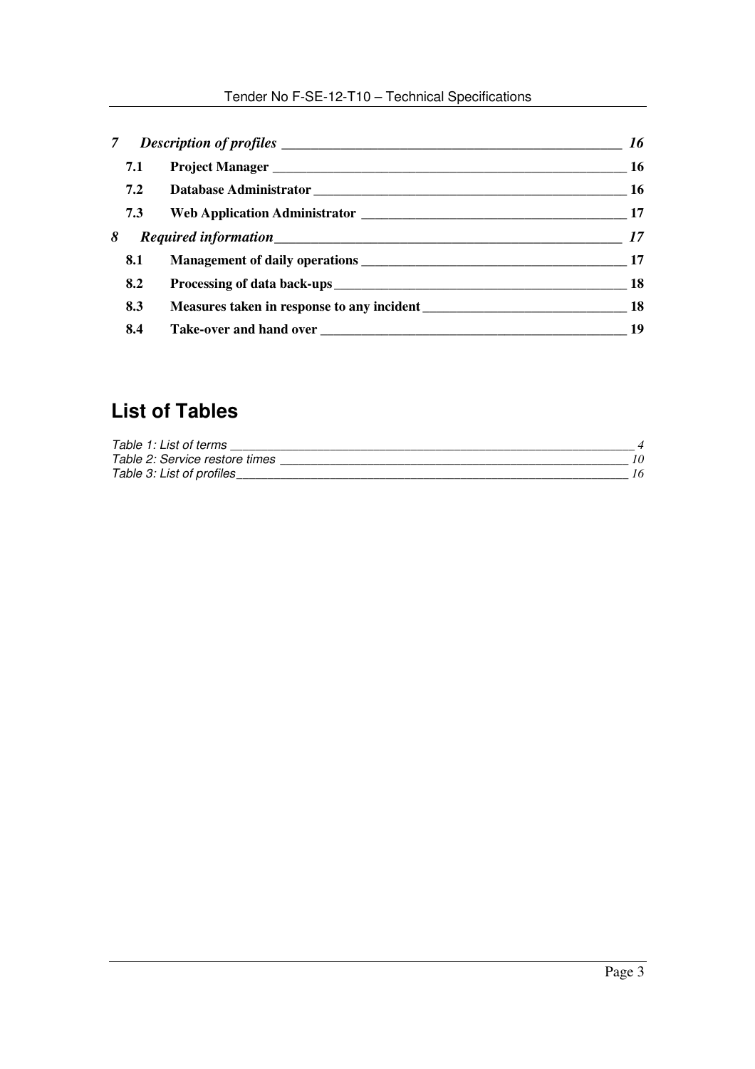*7 Description of profiles ______ 16*

**7.1 Project Manager ______ 16**

**7.2 Database Administrator ______ 16**

**7.3 Web Application Administrator ______ 17**

*8 Required information ______ 17*

**8.1 Management of daily operations ______ 17**

**8.2 Processing of data back-ups ______ 18**

**8.3 Measures taken in response to any incident ______ 18**

**8.4 Take-over and hand over ______ 19**

## List of Tables

*Table 1: List of terms ______ 4*
*Table 2: Service restore times ______ 10*
*Table 3: List of profiles ______ 16*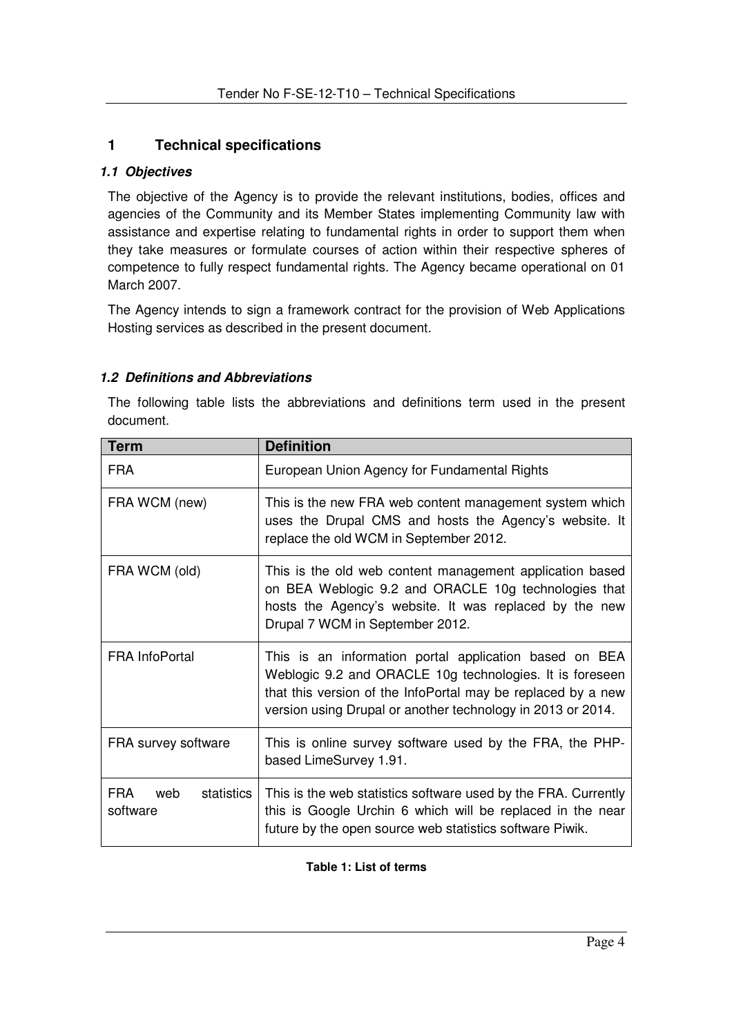# 1 Technical specifications

### *1.1 Objectives*

The objective of the Agency is to provide the relevant institutions, bodies, offices and agencies of the Community and its Member States implementing Community law with assistance and expertise relating to fundamental rights in order to support them when they take measures or formulate courses of action within their respective spheres of competence to fully respect fundamental rights. The Agency became operational on 01 March 2007.

The Agency intends to sign a framework contract for the provision of Web Applications Hosting services as described in the present document.

### *1.2 Definitions and Abbreviations*

The following table lists the abbreviations and definitions term used in the present document.

| Term | Definition |
|---|---|
| FRA | European Union Agency for Fundamental Rights |
| FRA WCM (new) | This is the new FRA web content management system which uses the Drupal CMS and hosts the Agency's website. It replace the old WCM in September 2012. |
| FRA WCM (old) | This is the old web content management application based on BEA Weblogic 9.2 and ORACLE 10g technologies that hosts the Agency's website. It was replaced by the new Drupal 7 WCM in September 2012. |
| FRA InfoPortal | This is an information portal application based on BEA Weblogic 9.2 and ORACLE 10g technologies. It is foreseen that this version of the InfoPortal may be replaced by a new version using Drupal or another technology in 2013 or 2014. |
| FRA survey software | This is online survey software used by the FRA, the PHP-based LimeSurvey 1.91. |
| FRA web statistics software | This is the web statistics software used by the FRA. Currently this is Google Urchin 6 which will be replaced in the near future by the open source web statistics software Piwik. |

**Table 1: List of terms**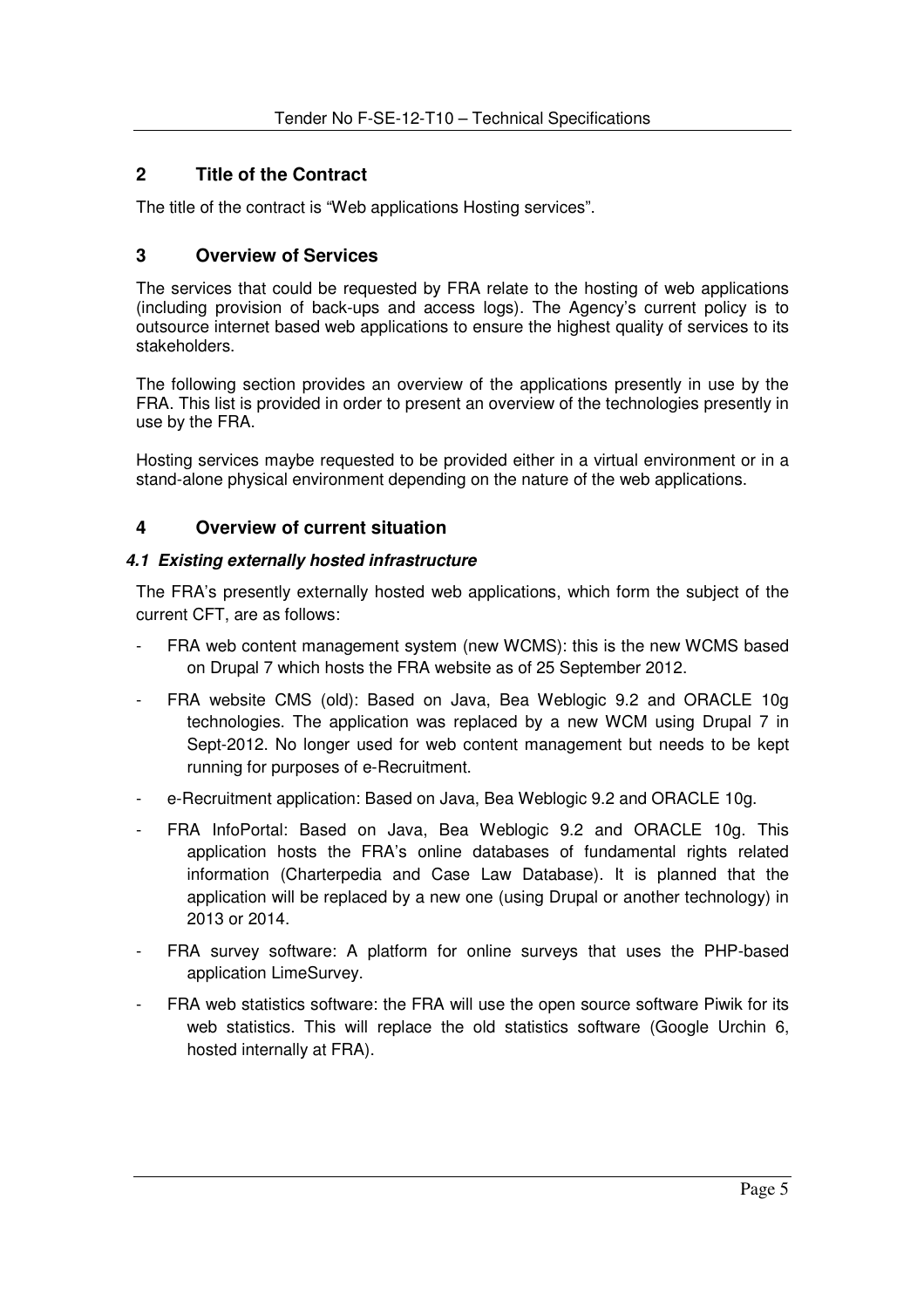## 2 Title of the Contract

The title of the contract is “Web applications Hosting services”.

## 3 Overview of Services

The services that could be requested by FRA relate to the hosting of web applications (including provision of back-ups and access logs). The Agency’s current policy is to outsource internet based web applications to ensure the highest quality of services to its stakeholders.

The following section provides an overview of the applications presently in use by the FRA. This list is provided in order to present an overview of the technologies presently in use by the FRA.

Hosting services maybe requested to be provided either in a virtual environment or in a stand-alone physical environment depending on the nature of the web applications.

## 4 Overview of current situation

### *4.1 Existing externally hosted infrastructure*

The FRA’s presently externally hosted web applications, which form the subject of the current CFT, are as follows:

- FRA web content management system (new WCMS): this is the new WCMS based on Drupal 7 which hosts the FRA website as of 25 September 2012.
- FRA website CMS (old): Based on Java, Bea Weblogic 9.2 and ORACLE 10g technologies. The application was replaced by a new WCM using Drupal 7 in Sept-2012. No longer used for web content management but needs to be kept running for purposes of e-Recruitment.
- e-Recruitment application: Based on Java, Bea Weblogic 9.2 and ORACLE 10g.
- FRA InfoPortal: Based on Java, Bea Weblogic 9.2 and ORACLE 10g. This application hosts the FRA’s online databases of fundamental rights related information (Charterpedia and Case Law Database). It is planned that the application will be replaced by a new one (using Drupal or another technology) in 2013 or 2014.
- FRA survey software: A platform for online surveys that uses the PHP-based application LimeSurvey.
- FRA web statistics software: the FRA will use the open source software Piwik for its web statistics. This will replace the old statistics software (Google Urchin 6, hosted internally at FRA).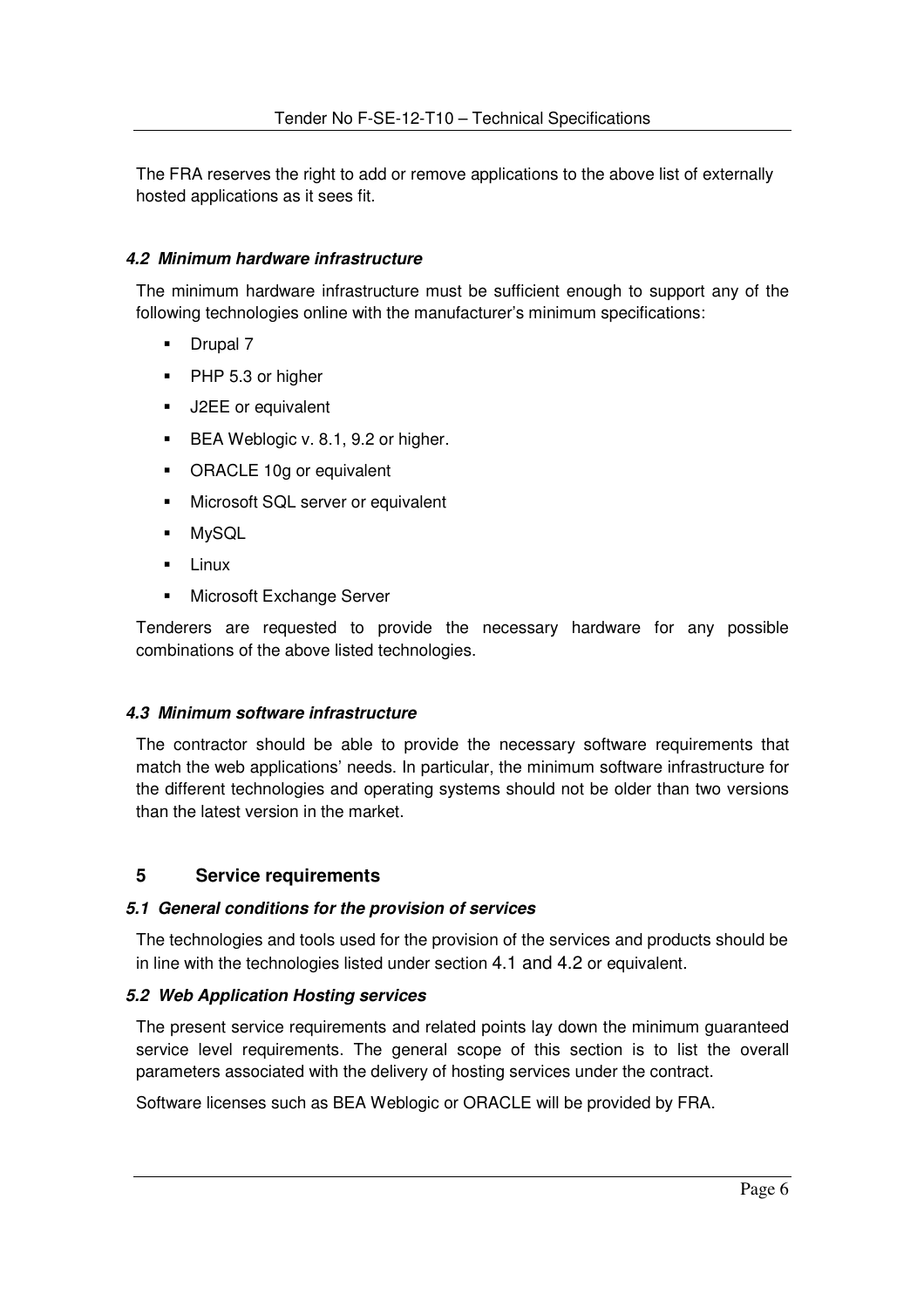The FRA reserves the right to add or remove applications to the above list of externally hosted applications as it sees fit.

### *4.2 Minimum hardware infrastructure*

The minimum hardware infrastructure must be sufficient enough to support any of the following technologies online with the manufacturer's minimum specifications:

- Drupal 7
- PHP 5.3 or higher
- J2EE or equivalent
- BEA Weblogic v. 8.1, 9.2 or higher.
- ORACLE 10g or equivalent
- Microsoft SQL server or equivalent
- MySQL
- Linux
- Microsoft Exchange Server

Tenderers are requested to provide the necessary hardware for any possible combinations of the above listed technologies.

### *4.3 Minimum software infrastructure*

The contractor should be able to provide the necessary software requirements that match the web applications' needs. In particular, the minimum software infrastructure for the different technologies and operating systems should not be older than two versions than the latest version in the market.

## 5 Service requirements

### *5.1 General conditions for the provision of services*

The technologies and tools used for the provision of the services and products should be in line with the technologies listed under section 4.1 and 4.2 or equivalent.

### *5.2 Web Application Hosting services*

The present service requirements and related points lay down the minimum guaranteed service level requirements. The general scope of this section is to list the overall parameters associated with the delivery of hosting services under the contract.

Software licenses such as BEA Weblogic or ORACLE will be provided by FRA.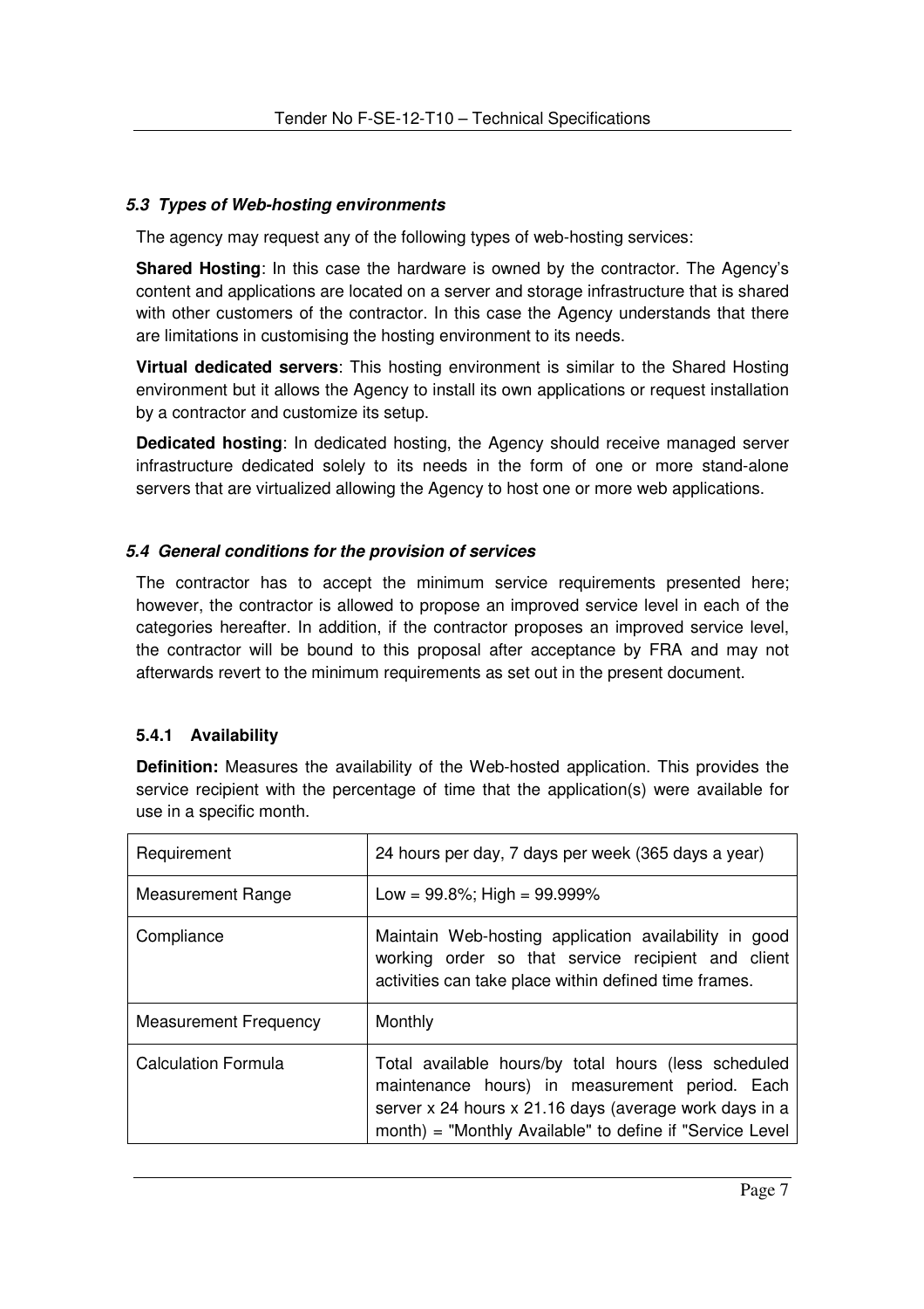### *5.3 Types of Web-hosting environments*

The agency may request any of the following types of web-hosting services:

**Shared Hosting**: In this case the hardware is owned by the contractor. The Agency's content and applications are located on a server and storage infrastructure that is shared with other customers of the contractor. In this case the Agency understands that there are limitations in customising the hosting environment to its needs.

**Virtual dedicated servers**: This hosting environment is similar to the Shared Hosting environment but it allows the Agency to install its own applications or request installation by a contractor and customize its setup.

**Dedicated hosting**: In dedicated hosting, the Agency should receive managed server infrastructure dedicated solely to its needs in the form of one or more stand-alone servers that are virtualized allowing the Agency to host one or more web applications.

### *5.4 General conditions for the provision of services*

The contractor has to accept the minimum service requirements presented here; however, the contractor is allowed to propose an improved service level in each of the categories hereafter. In addition, if the contractor proposes an improved service level, the contractor will be bound to this proposal after acceptance by FRA and may not afterwards revert to the minimum requirements as set out in the present document.

#### 5.4.1 Availability

**Definition:** Measures the availability of the Web-hosted application. This provides the service recipient with the percentage of time that the application(s) were available for use in a specific month.

| Requirement | 24 hours per day, 7 days per week (365 days a year) |
|---|---|
| Measurement Range | Low = 99.8%; High = 99.999% |
| Compliance | Maintain Web-hosting application availability in good working order so that service recipient and client activities can take place within defined time frames. |
| Measurement Frequency | Monthly |
| Calculation Formula | Total available hours/by total hours (less scheduled maintenance hours) in measurement period. Each server x 24 hours x 21.16 days (average work days in a month) = "Monthly Available" to define if "Service Level |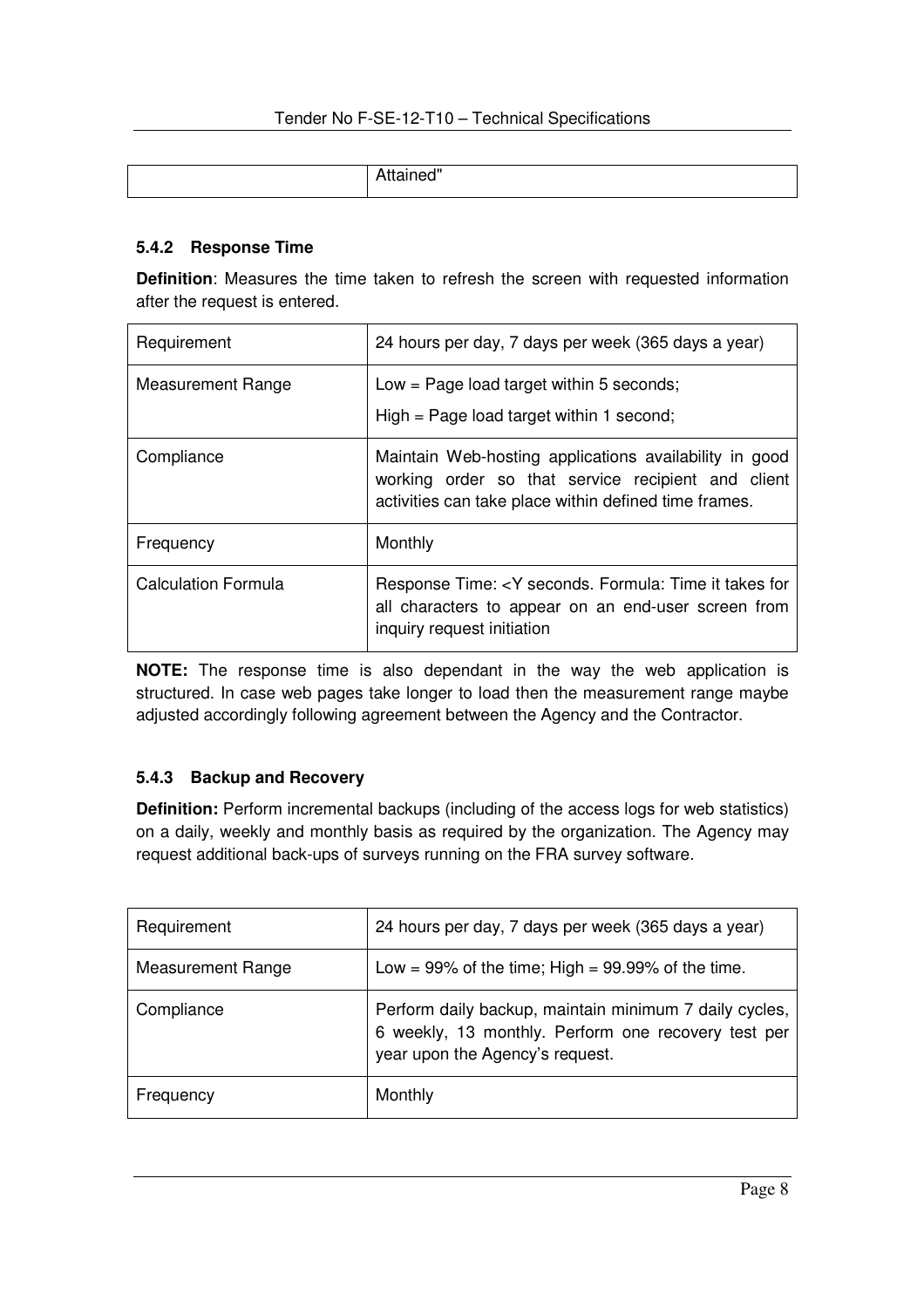| | Attained" |
|---|---|

#### 5.4.2 Response Time

**Definition**: Measures the time taken to refresh the screen with requested information after the request is entered.

| Requirement | 24 hours per day, 7 days per week (365 days a year) |
|---|---|
| Measurement Range | Low = Page load target within 5 seconds;<br>High = Page load target within 1 second; |
| Compliance | Maintain Web-hosting applications availability in good working order so that service recipient and client activities can take place within defined time frames. |
| Frequency | Monthly |
| Calculation Formula | Response Time: <Y seconds. Formula: Time it takes for all characters to appear on an end-user screen from inquiry request initiation |

**NOTE:** The response time is also dependant in the way the web application is structured. In case web pages take longer to load then the measurement range maybe adjusted accordingly following agreement between the Agency and the Contractor.

#### 5.4.3 Backup and Recovery

**Definition:** Perform incremental backups (including of the access logs for web statistics) on a daily, weekly and monthly basis as required by the organization. The Agency may request additional back-ups of surveys running on the FRA survey software.

| Requirement | 24 hours per day, 7 days per week (365 days a year) |
|---|---|
| Measurement Range | Low = 99% of the time; High = 99.99% of the time. |
| Compliance | Perform daily backup, maintain minimum 7 daily cycles, 6 weekly, 13 monthly. Perform one recovery test per year upon the Agency's request. |
| Frequency | Monthly |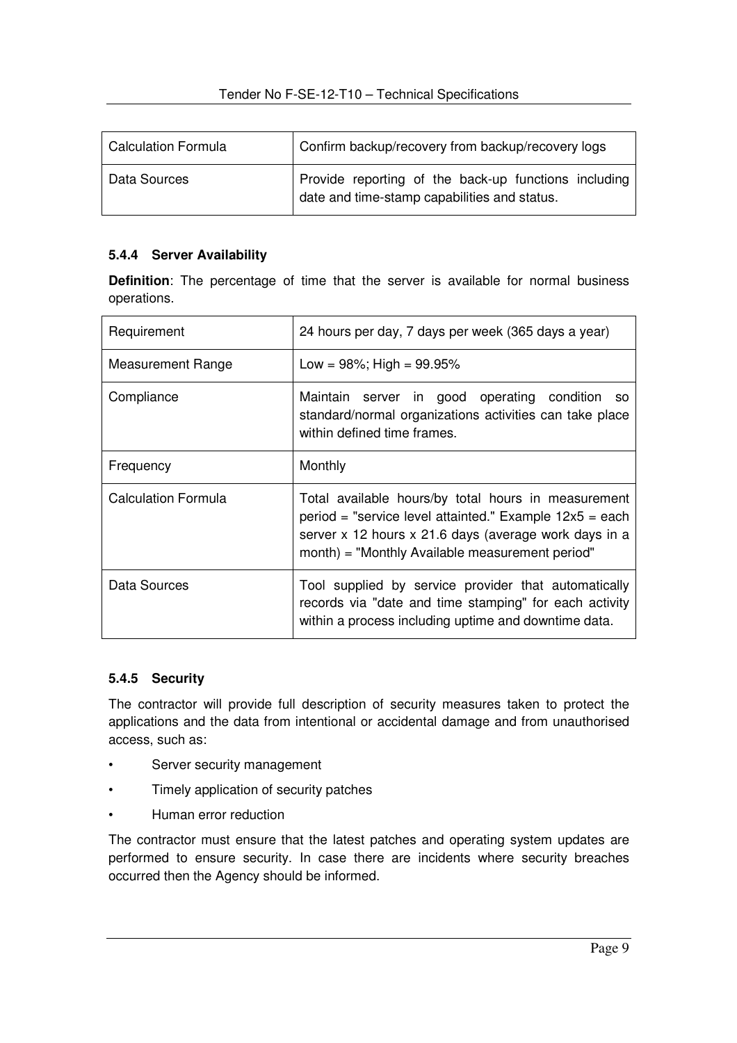| Calculation Formula | Confirm backup/recovery from backup/recovery logs |
|---|---|
| Data Sources | Provide reporting of the back-up functions including date and time-stamp capabilities and status. |

#### 5.4.4 Server Availability

**Definition**: The percentage of time that the server is available for normal business operations.

| Requirement | 24 hours per day, 7 days per week (365 days a year) |
|---|---|
| Measurement Range | Low = 98%; High = 99.95% |
| Compliance | Maintain server in good operating condition so standard/normal organizations activities can take place within defined time frames. |
| Frequency | Monthly |
| Calculation Formula | Total available hours/by total hours in measurement period = "service level attainted." Example 12x5 = each server x 12 hours x 21.6 days (average work days in a month) = "Monthly Available measurement period" |
| Data Sources | Tool supplied by service provider that automatically records via "date and time stamping" for each activity within a process including uptime and downtime data. |

#### 5.4.5 Security

The contractor will provide full description of security measures taken to protect the applications and the data from intentional or accidental damage and from unauthorised access, such as:

- Server security management
- Timely application of security patches
- Human error reduction

The contractor must ensure that the latest patches and operating system updates are performed to ensure security. In case there are incidents where security breaches occurred then the Agency should be informed.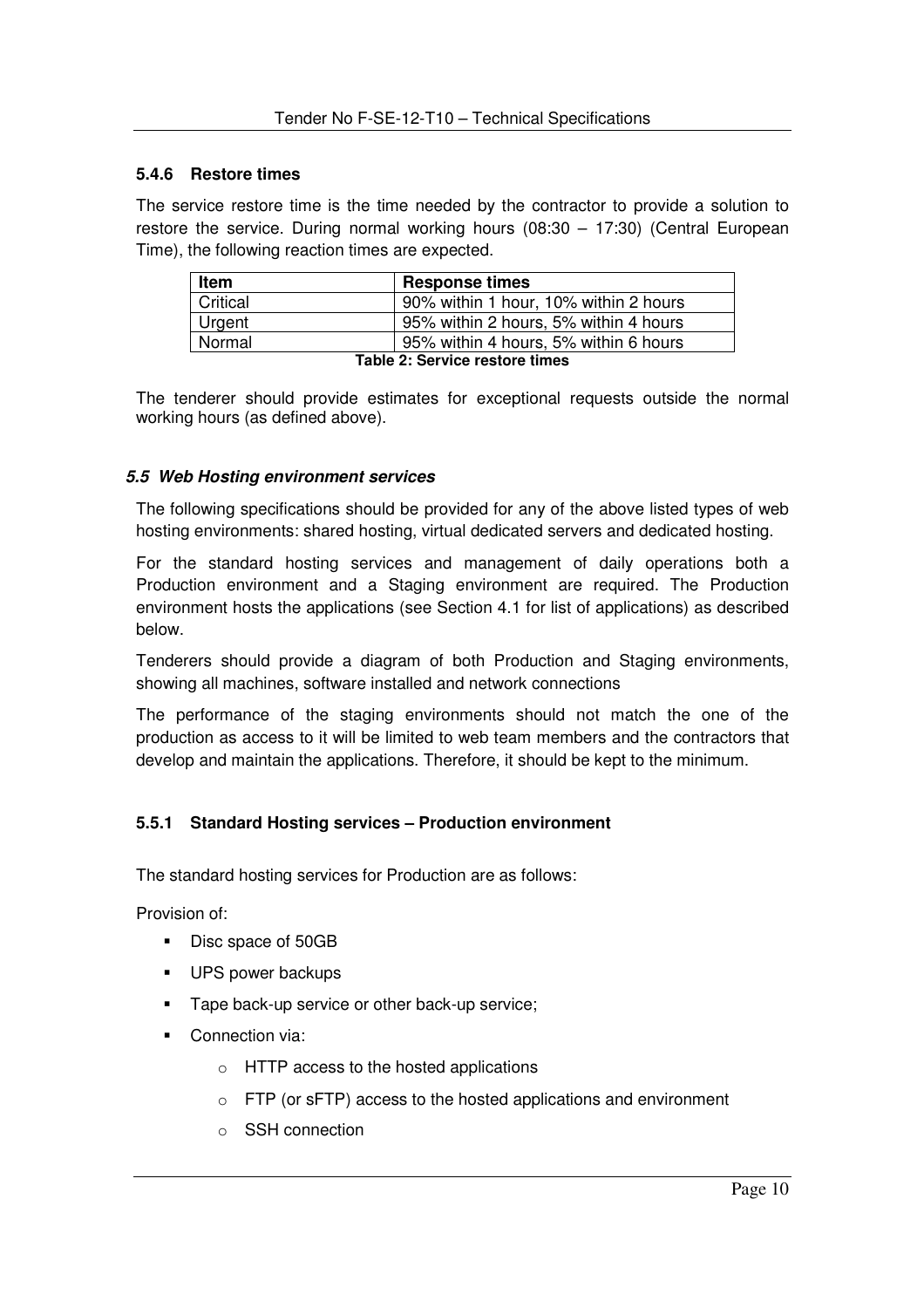#### 5.4.6 Restore times

The service restore time is the time needed by the contractor to provide a solution to restore the service. During normal working hours (08:30 – 17:30) (Central European Time), the following reaction times are expected.

| Item | Response times |
|---|---|
| Critical | 90% within 1 hour, 10% within 2 hours |
| Urgent | 95% within 2 hours, 5% within 4 hours |
| Normal | 95% within 4 hours, 5% within 6 hours |

**Table 2: Service restore times**

The tenderer should provide estimates for exceptional requests outside the normal working hours (as defined above).

### *5.5 Web Hosting environment services*

The following specifications should be provided for any of the above listed types of web hosting environments: shared hosting, virtual dedicated servers and dedicated hosting.

For the standard hosting services and management of daily operations both a Production environment and a Staging environment are required. The Production environment hosts the applications (see Section 4.1 for list of applications) as described below.

Tenderers should provide a diagram of both Production and Staging environments, showing all machines, software installed and network connections

The performance of the staging environments should not match the one of the production as access to it will be limited to web team members and the contractors that develop and maintain the applications. Therefore, it should be kept to the minimum.

#### 5.5.1 Standard Hosting services – Production environment

The standard hosting services for Production are as follows:

Provision of:

- Disc space of 50GB
- UPS power backups
- Tape back-up service or other back-up service;
- Connection via:
  - HTTP access to the hosted applications
  - FTP (or sFTP) access to the hosted applications and environment
  - SSH connection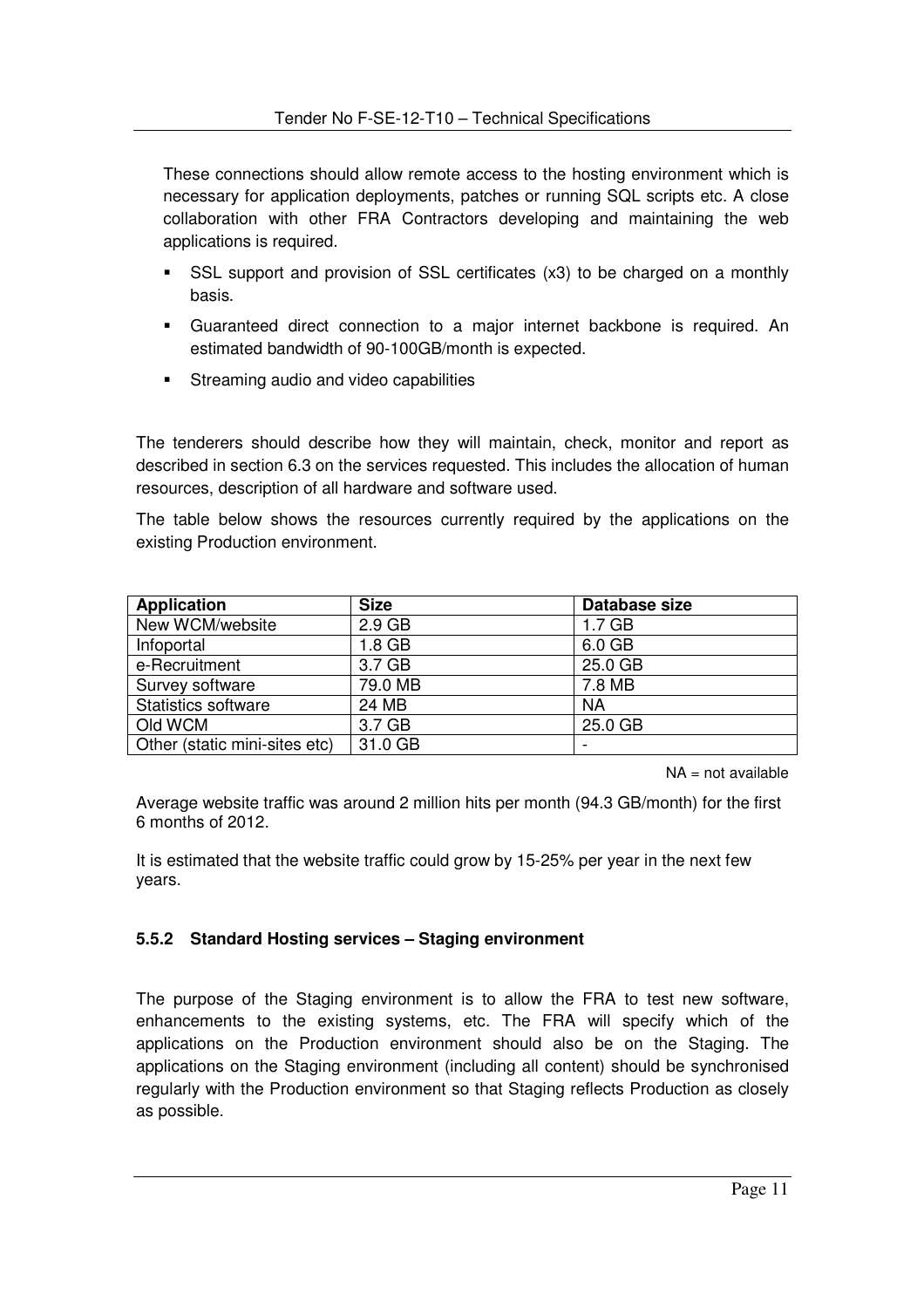These connections should allow remote access to the hosting environment which is necessary for application deployments, patches or running SQL scripts etc. A close collaboration with other FRA Contractors developing and maintaining the web applications is required.

- SSL support and provision of SSL certificates (x3) to be charged on a monthly basis.
- Guaranteed direct connection to a major internet backbone is required. An estimated bandwidth of 90-100GB/month is expected.
- Streaming audio and video capabilities

The tenderers should describe how they will maintain, check, monitor and report as described in section 6.3 on the services requested. This includes the allocation of human resources, description of all hardware and software used.

The table below shows the resources currently required by the applications on the existing Production environment.

| Application | Size | Database size |
|---|---|---|
| New WCM/website | 2.9 GB | 1.7 GB |
| Infoportal | 1.8 GB | 6.0 GB |
| e-Recruitment | 3.7 GB | 25.0 GB |
| Survey software | 79.0 MB | 7.8 MB |
| Statistics software | 24 MB | NA |
| Old WCM | 3.7 GB | 25.0 GB |
| Other (static mini-sites etc) | 31.0 GB | - |

NA = not available

Average website traffic was around 2 million hits per month (94.3 GB/month) for the first 6 months of 2012.

It is estimated that the website traffic could grow by 15-25% per year in the next few years.

### 5.5.2 Standard Hosting services – Staging environment

The purpose of the Staging environment is to allow the FRA to test new software, enhancements to the existing systems, etc. The FRA will specify which of the applications on the Production environment should also be on the Staging. The applications on the Staging environment (including all content) should be synchronised regularly with the Production environment so that Staging reflects Production as closely as possible.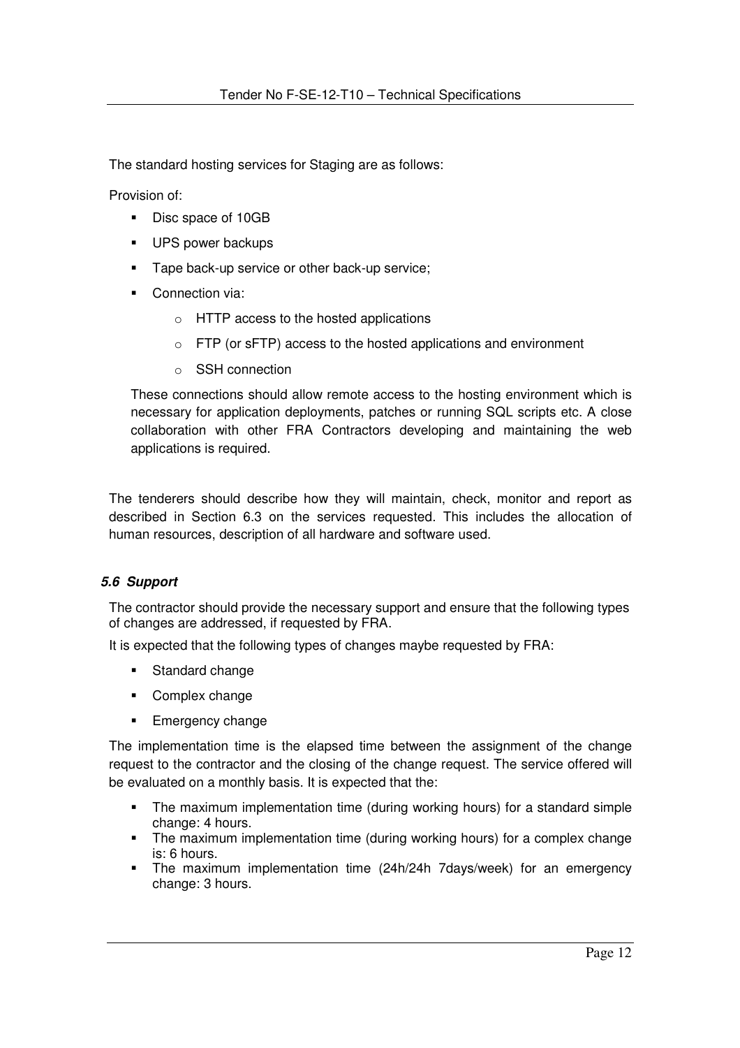The standard hosting services for Staging are as follows:

Provision of:

- Disc space of 10GB
- UPS power backups
- Tape back-up service or other back-up service;
- Connection via:
  - HTTP access to the hosted applications
  - FTP (or sFTP) access to the hosted applications and environment
  - SSH connection

  These connections should allow remote access to the hosting environment which is necessary for application deployments, patches or running SQL scripts etc. A close collaboration with other FRA Contractors developing and maintaining the web applications is required.

The tenderers should describe how they will maintain, check, monitor and report as described in Section 6.3 on the services requested. This includes the allocation of human resources, description of all hardware and software used.

### *5.6 Support*

The contractor should provide the necessary support and ensure that the following types of changes are addressed, if requested by FRA.

It is expected that the following types of changes maybe requested by FRA:

- Standard change
- Complex change
- Emergency change

The implementation time is the elapsed time between the assignment of the change request to the contractor and the closing of the change request. The service offered will be evaluated on a monthly basis. It is expected that the:

- The maximum implementation time (during working hours) for a standard simple change: 4 hours.
- The maximum implementation time (during working hours) for a complex change is: 6 hours.
- The maximum implementation time (24h/24h 7days/week) for an emergency change: 3 hours.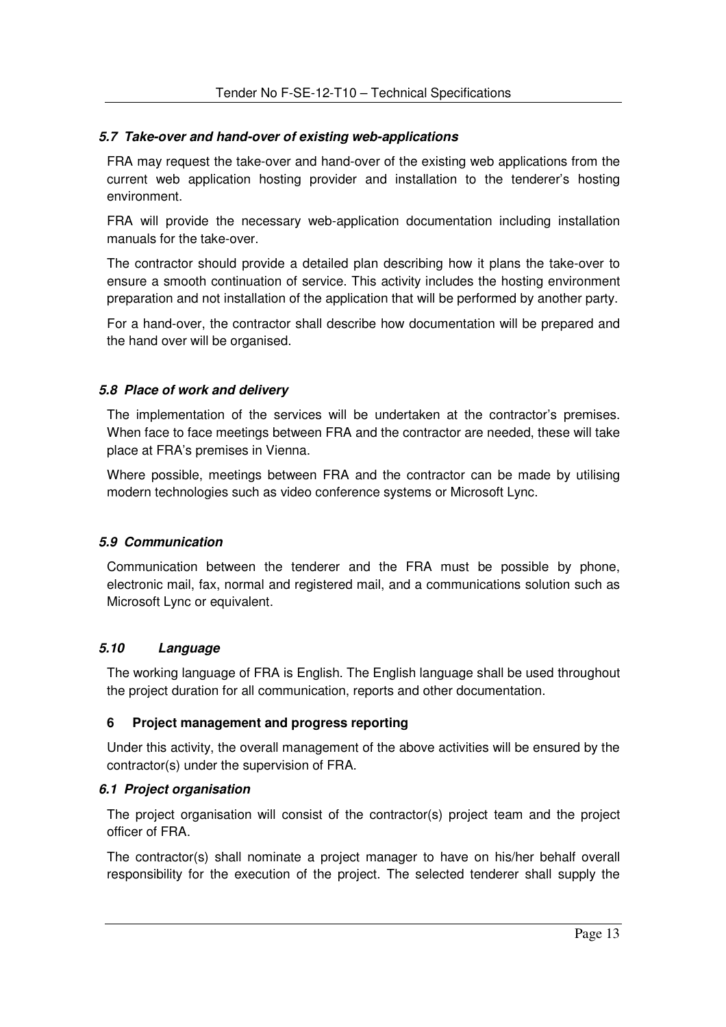### *5.7 Take-over and hand-over of existing web-applications*

FRA may request the take-over and hand-over of the existing web applications from the current web application hosting provider and installation to the tenderer's hosting environment.

FRA will provide the necessary web-application documentation including installation manuals for the take-over.

The contractor should provide a detailed plan describing how it plans the take-over to ensure a smooth continuation of service. This activity includes the hosting environment preparation and not installation of the application that will be performed by another party.

For a hand-over, the contractor shall describe how documentation will be prepared and the hand over will be organised.

### *5.8 Place of work and delivery*

The implementation of the services will be undertaken at the contractor's premises. When face to face meetings between FRA and the contractor are needed, these will take place at FRA's premises in Vienna.

Where possible, meetings between FRA and the contractor can be made by utilising modern technologies such as video conference systems or Microsoft Lync.

### *5.9 Communication*

Communication between the tenderer and the FRA must be possible by phone, electronic mail, fax, normal and registered mail, and a communications solution such as Microsoft Lync or equivalent.

### *5.10 Language*

The working language of FRA is English. The English language shall be used throughout the project duration for all communication, reports and other documentation.

## 6 Project management and progress reporting

Under this activity, the overall management of the above activities will be ensured by the contractor(s) under the supervision of FRA.

### *6.1 Project organisation*

The project organisation will consist of the contractor(s) project team and the project officer of FRA.

The contractor(s) shall nominate a project manager to have on his/her behalf overall responsibility for the execution of the project. The selected tenderer shall supply the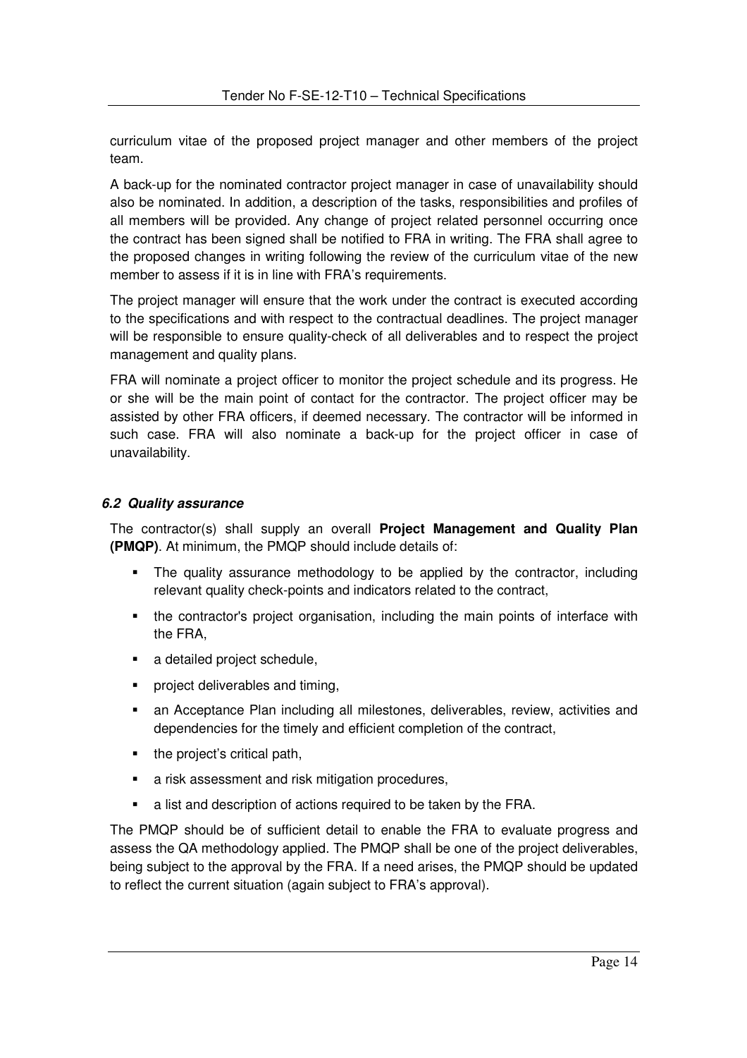curriculum vitae of the proposed project manager and other members of the project team.

A back-up for the nominated contractor project manager in case of unavailability should also be nominated. In addition, a description of the tasks, responsibilities and profiles of all members will be provided. Any change of project related personnel occurring once the contract has been signed shall be notified to FRA in writing. The FRA shall agree to the proposed changes in writing following the review of the curriculum vitae of the new member to assess if it is in line with FRA's requirements.

The project manager will ensure that the work under the contract is executed according to the specifications and with respect to the contractual deadlines. The project manager will be responsible to ensure quality-check of all deliverables and to respect the project management and quality plans.

FRA will nominate a project officer to monitor the project schedule and its progress. He or she will be the main point of contact for the contractor. The project officer may be assisted by other FRA officers, if deemed necessary. The contractor will be informed in such case. FRA will also nominate a back-up for the project officer in case of unavailability.

### *6.2 Quality assurance*

The contractor(s) shall supply an overall **Project Management and Quality Plan (PMQP)**. At minimum, the PMQP should include details of:

- The quality assurance methodology to be applied by the contractor, including relevant quality check-points and indicators related to the contract,
- the contractor's project organisation, including the main points of interface with the FRA,
- a detailed project schedule,
- project deliverables and timing,
- an Acceptance Plan including all milestones, deliverables, review, activities and dependencies for the timely and efficient completion of the contract,
- the project's critical path,
- a risk assessment and risk mitigation procedures,
- a list and description of actions required to be taken by the FRA.

The PMQP should be of sufficient detail to enable the FRA to evaluate progress and assess the QA methodology applied. The PMQP shall be one of the project deliverables, being subject to the approval by the FRA. If a need arises, the PMQP should be updated to reflect the current situation (again subject to FRA's approval).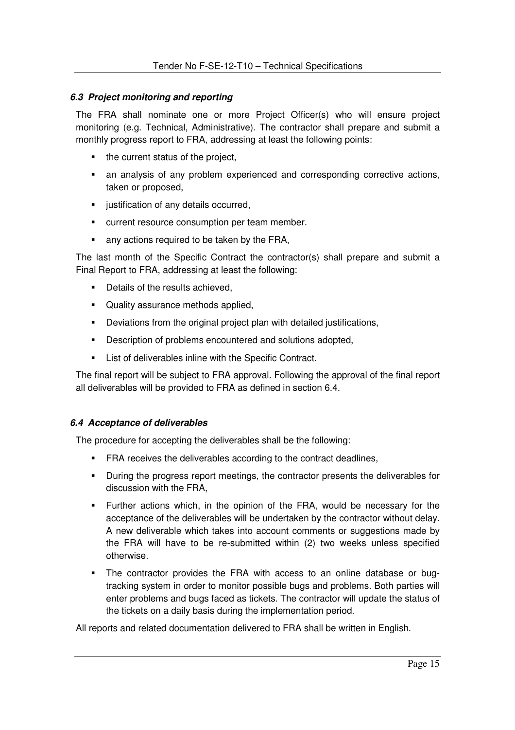### *6.3 Project monitoring and reporting*

The FRA shall nominate one or more Project Officer(s) who will ensure project monitoring (e.g. Technical, Administrative). The contractor shall prepare and submit a monthly progress report to FRA, addressing at least the following points:

- the current status of the project,
- an analysis of any problem experienced and corresponding corrective actions, taken or proposed,
- justification of any details occurred,
- current resource consumption per team member.
- any actions required to be taken by the FRA,

The last month of the Specific Contract the contractor(s) shall prepare and submit a Final Report to FRA, addressing at least the following:

- Details of the results achieved,
- Quality assurance methods applied,
- Deviations from the original project plan with detailed justifications,
- Description of problems encountered and solutions adopted,
- List of deliverables inline with the Specific Contract.

The final report will be subject to FRA approval. Following the approval of the final report all deliverables will be provided to FRA as defined in section 6.4.

### *6.4 Acceptance of deliverables*

The procedure for accepting the deliverables shall be the following:

- FRA receives the deliverables according to the contract deadlines,
- During the progress report meetings, the contractor presents the deliverables for discussion with the FRA,
- Further actions which, in the opinion of the FRA, would be necessary for the acceptance of the deliverables will be undertaken by the contractor without delay. A new deliverable which takes into account comments or suggestions made by the FRA will have to be re-submitted within (2) two weeks unless specified otherwise.
- The contractor provides the FRA with access to an online database or bug-tracking system in order to monitor possible bugs and problems. Both parties will enter problems and bugs faced as tickets. The contractor will update the status of the tickets on a daily basis during the implementation period.

All reports and related documentation delivered to FRA shall be written in English.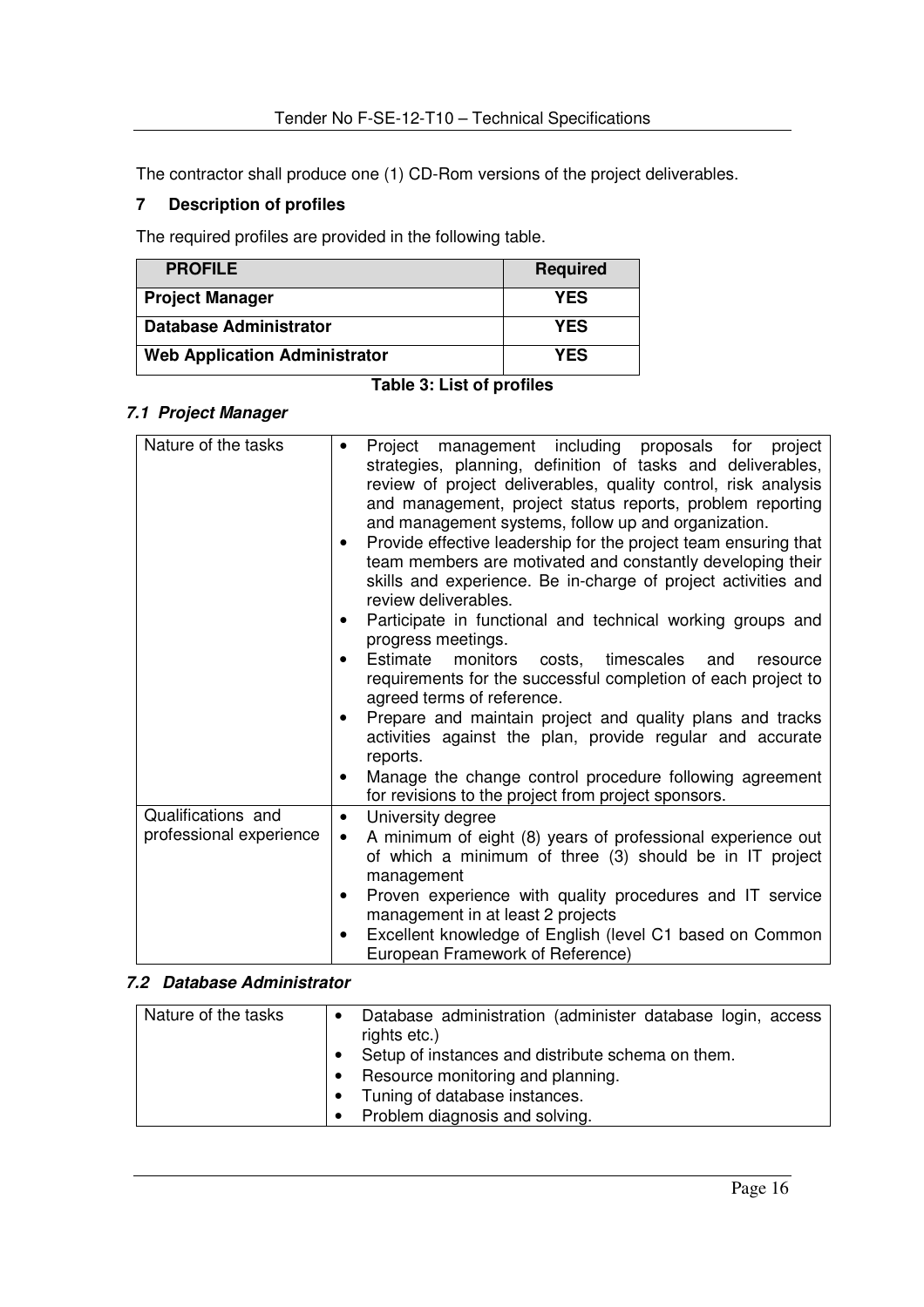The contractor shall produce one (1) CD-Rom versions of the project deliverables.

## 7 Description of profiles

The required profiles are provided in the following table.

| PROFILE | Required |
|---|---|
| **Project Manager** | **YES** |
| **Database Administrator** | **YES** |
| **Web Application Administrator** | **YES** |

**Table 3: List of profiles**

### *7.1 Project Manager*

| | |
|---|---|
| Nature of the tasks | • Project management including proposals for project strategies, planning, definition of tasks and deliverables, review of project deliverables, quality control, risk analysis and management, project status reports, problem reporting and management systems, follow up and organization.<br>• Provide effective leadership for the project team ensuring that team members are motivated and constantly developing their skills and experience. Be in-charge of project activities and review deliverables.<br>• Participate in functional and technical working groups and progress meetings.<br>• Estimate monitors costs, timescales and resource requirements for the successful completion of each project to agreed terms of reference.<br>• Prepare and maintain project and quality plans and tracks activities against the plan, provide regular and accurate reports.<br>• Manage the change control procedure following agreement for revisions to the project from project sponsors. |
| Qualifications and professional experience | • University degree<br>• A minimum of eight (8) years of professional experience out of which a minimum of three (3) should be in IT project management<br>• Proven experience with quality procedures and IT service management in at least 2 projects<br>• Excellent knowledge of English (level C1 based on Common European Framework of Reference) |

### *7.2 Database Administrator*

| | |
|---|---|
| Nature of the tasks | • Database administration (administer database login, access rights etc.)<br>• Setup of instances and distribute schema on them.<br>• Resource monitoring and planning.<br>• Tuning of database instances.<br>• Problem diagnosis and solving. |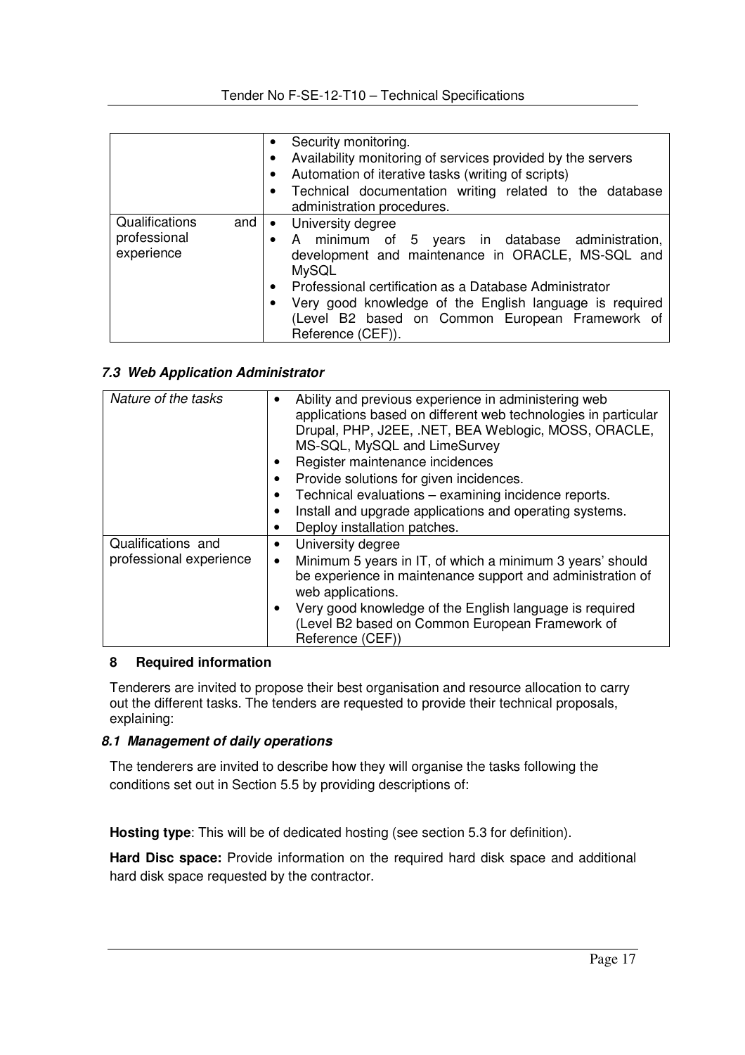| | |
|---|---|
| | • Security monitoring.<br>• Availability monitoring of services provided by the servers<br>• Automation of iterative tasks (writing of scripts)<br>• Technical documentation writing related to the database administration procedures. |
| Qualifications and professional experience | • University degree<br>• A minimum of 5 years in database administration, development and maintenance in ORACLE, MS-SQL and MySQL<br>• Professional certification as a Database Administrator<br>• Very good knowledge of the English language is required (Level B2 based on Common European Framework of Reference (CEF)). |

### *7.3 Web Application Administrator*

| | |
|---|---|
| *Nature of the tasks* | • Ability and previous experience in administering web applications based on different web technologies in particular Drupal, PHP, J2EE, .NET, BEA Weblogic, MOSS, ORACLE, MS-SQL, MySQL and LimeSurvey<br>• Register maintenance incidences<br>• Provide solutions for given incidences.<br>• Technical evaluations – examining incidence reports.<br>• Install and upgrade applications and operating systems.<br>• Deploy installation patches. |
| Qualifications and professional experience | • University degree<br>• Minimum 5 years in IT, of which a minimum 3 years' should be experience in maintenance support and administration of web applications.<br>• Very good knowledge of the English language is required (Level B2 based on Common European Framework of Reference (CEF)) |

## 8 Required information

Tenderers are invited to propose their best organisation and resource allocation to carry out the different tasks. The tenders are requested to provide their technical proposals, explaining:

### *8.1 Management of daily operations*

The tenderers are invited to describe how they will organise the tasks following the conditions set out in Section 5.5 by providing descriptions of:

**Hosting type**: This will be of dedicated hosting (see section 5.3 for definition).

**Hard Disc space:** Provide information on the required hard disk space and additional hard disk space requested by the contractor.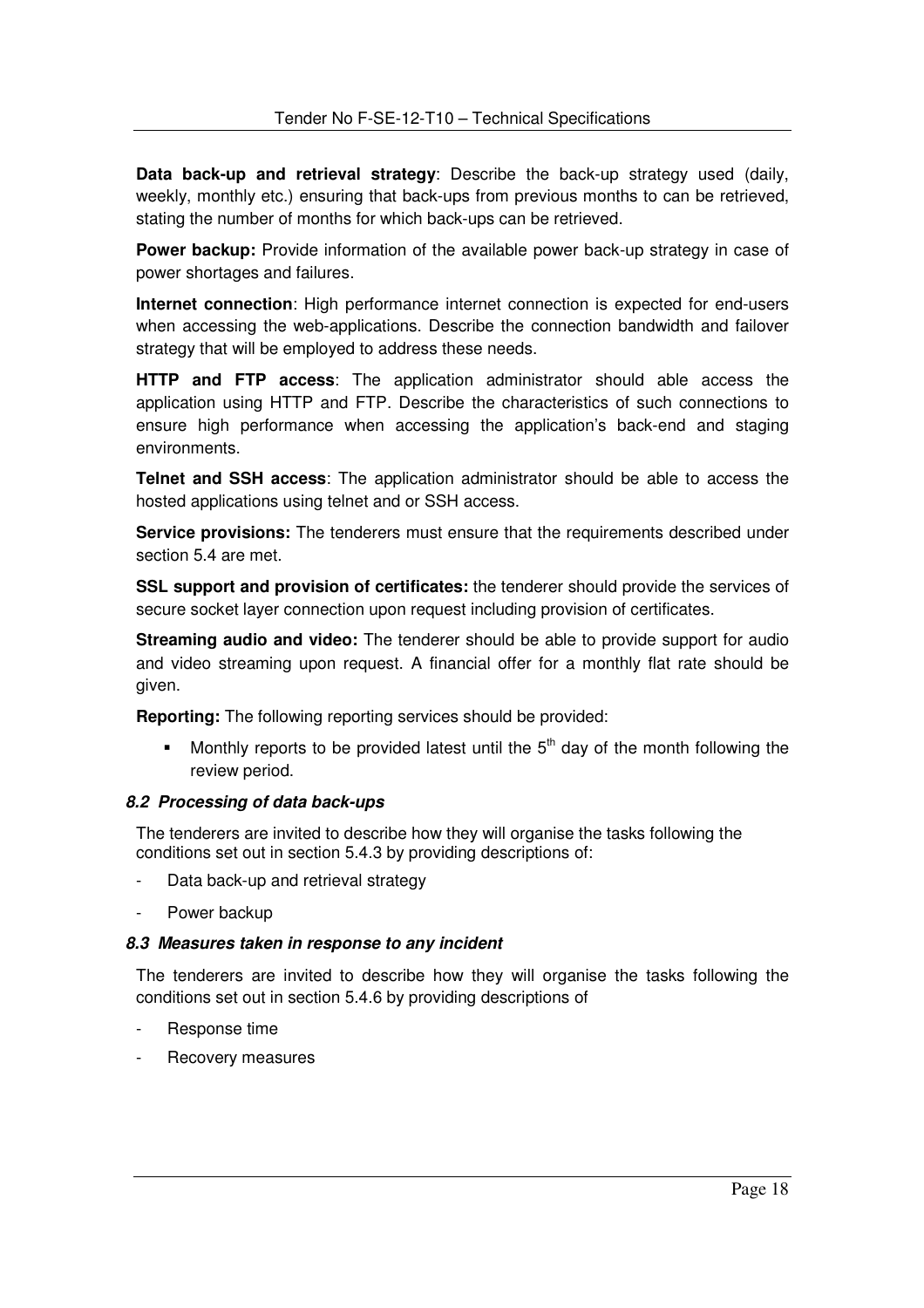**Data back-up and retrieval strategy**: Describe the back-up strategy used (daily, weekly, monthly etc.) ensuring that back-ups from previous months to can be retrieved, stating the number of months for which back-ups can be retrieved.

**Power backup:** Provide information of the available power back-up strategy in case of power shortages and failures.

**Internet connection**: High performance internet connection is expected for end-users when accessing the web-applications. Describe the connection bandwidth and failover strategy that will be employed to address these needs.

**HTTP and FTP access**: The application administrator should able access the application using HTTP and FTP. Describe the characteristics of such connections to ensure high performance when accessing the application's back-end and staging environments.

**Telnet and SSH access**: The application administrator should be able to access the hosted applications using telnet and or SSH access.

**Service provisions:** The tenderers must ensure that the requirements described under section 5.4 are met.

**SSL support and provision of certificates:** the tenderer should provide the services of secure socket layer connection upon request including provision of certificates.

**Streaming audio and video:** The tenderer should be able to provide support for audio and video streaming upon request. A financial offer for a monthly flat rate should be given.

**Reporting:** The following reporting services should be provided:

- Monthly reports to be provided latest until the 5th day of the month following the review period.

### *8.2 Processing of data back-ups*

The tenderers are invited to describe how they will organise the tasks following the conditions set out in section 5.4.3 by providing descriptions of:

- Data back-up and retrieval strategy
- Power backup

### *8.3 Measures taken in response to any incident*

The tenderers are invited to describe how they will organise the tasks following the conditions set out in section 5.4.6 by providing descriptions of

- Response time
- Recovery measures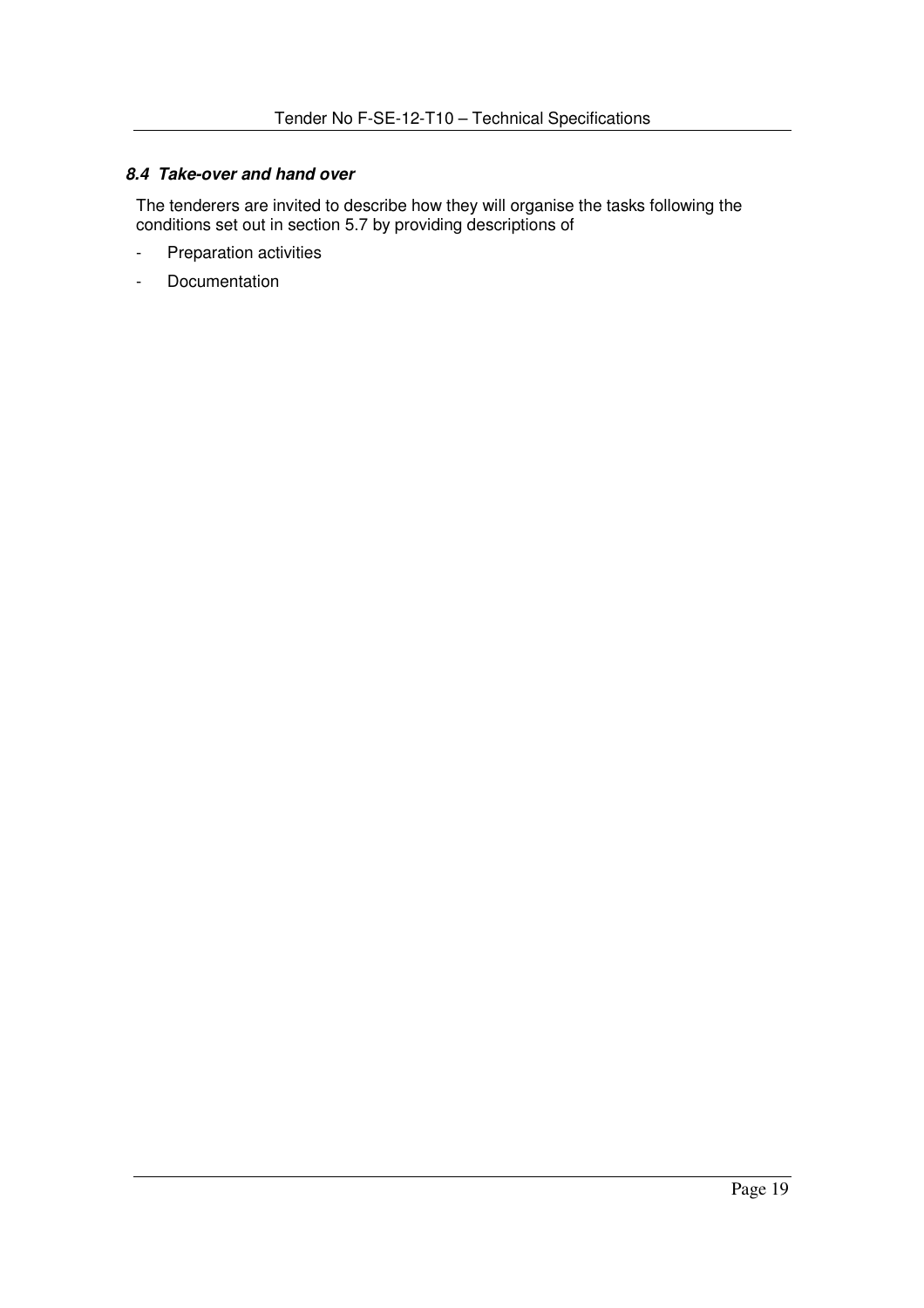### *8.4 Take-over and hand over*

The tenderers are invited to describe how they will organise the tasks following the conditions set out in section 5.7 by providing descriptions of

- Preparation activities
- Documentation